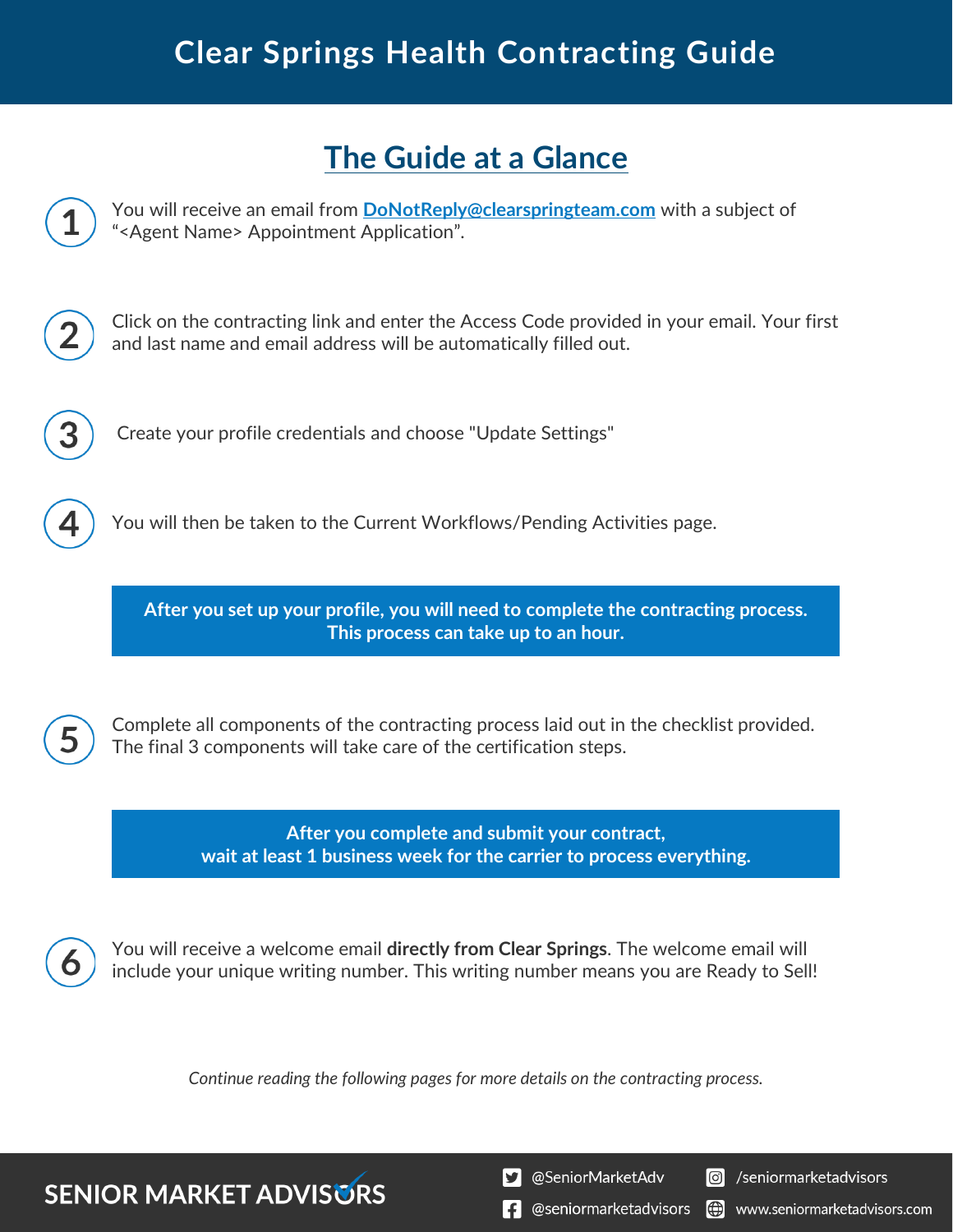# Clear Springs Health Contracting Guide

## The Guide at a Glance

1. You will receive an email from **DoNotReply@clearspringteam.com** with a subject of "<Agent Name> Appointment Application".

2. Click on the contracting link and enter the Access Code provided in your email. Your first and last name and email address will be automatically filled out.

3. Create your profile credentials and choose "Update Settings"

4. You will then be taken to the Current Workflows/Pending Activities page.

**After you set up your profile, you will need to complete the contracting process. This process can take up to an hour.**

5. Complete all components of the contracting process laid out in the checklist provided. The final 3 components will take care of the certification steps.

**After you complete and submit your contract, wait at least 1 business week for the carrier to process everything.**

6. You will receive a welcome email **directly from Clear Springs**. The welcome email will include your unique writing number. This writing number means you are Ready to Sell!

*Continue reading the following pages for more details on the contracting process.*

SENIOR MARKET ADVISORS

@SeniorMarketAdv | /seniormarketadvisors | @seniormarketadvisors | www.seniormarketadvisors.com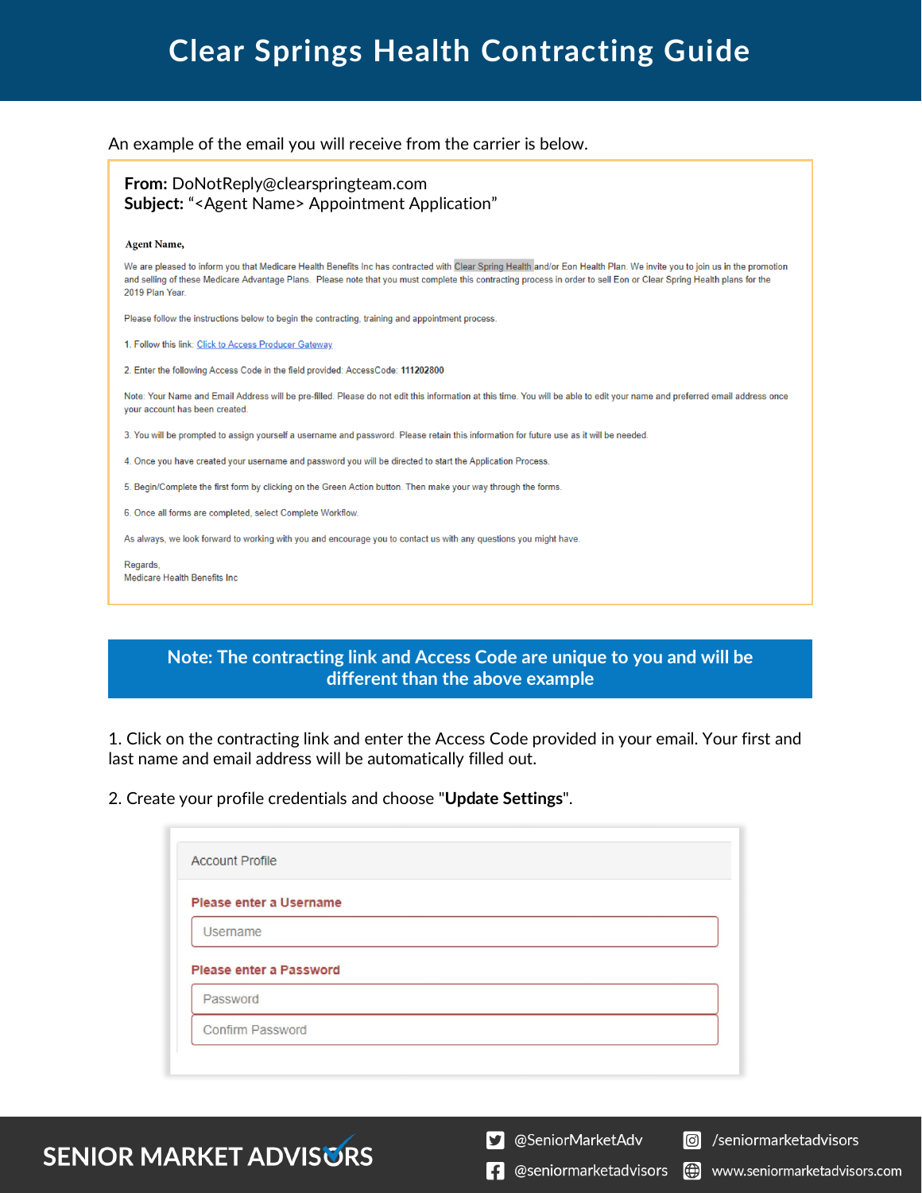# Clear Springs Health Contracting Guide

An example of the email you will receive from the carrier is below.

> **From:** DoNotReply@clearspringteam.com
> **Subject:** "<Agent Name> Appointment Application"
>
> **Agent Name,**
>
> We are pleased to inform you that Medicare Health Benefits Inc has contracted with Clear Spring Health and/or Eon Health Plan. We invite you to join us in the promotion and selling of these Medicare Advantage Plans. Please note that you must complete this contracting process in order to sell Eon or Clear Spring Health plans for the 2019 Plan Year.
>
> Please follow the instructions below to begin the contracting, training and appointment process.
>
> 1. Follow this link: Click to Access Producer Gateway
>
> 2. Enter the following Access Code in the field provided: AccessCode: **111202800**
>
> Note: Your Name and Email Address will be pre-filled. Please do not edit this information at this time. You will be able to edit your name and preferred email address once your account has been created.
>
> 3. You will be prompted to assign yourself a username and password. Please retain this information for future use as it will be needed.
>
> 4. Once you have created your username and password you will be directed to start the Application Process.
>
> 5. Begin/Complete the first form by clicking on the Green Action button. Then make your way through the forms.
>
> 6. Once all forms are completed, select Complete Workflow.
>
> As always, we look forward to working with you and encourage you to contact us with any questions you might have.
>
> Regards,
> Medicare Health Benefits Inc

**Note: The contracting link and Access Code are unique to you and will be different than the above example**

1. Click on the contracting link and enter the Access Code provided in your email. Your first and last name and email address will be automatically filled out.

2. Create your profile credentials and choose "**Update Settings**".

> Account Profile
>
> Please enter a Username
>
> Username
>
> Please enter a Password
>
> Password
>
> Confirm Password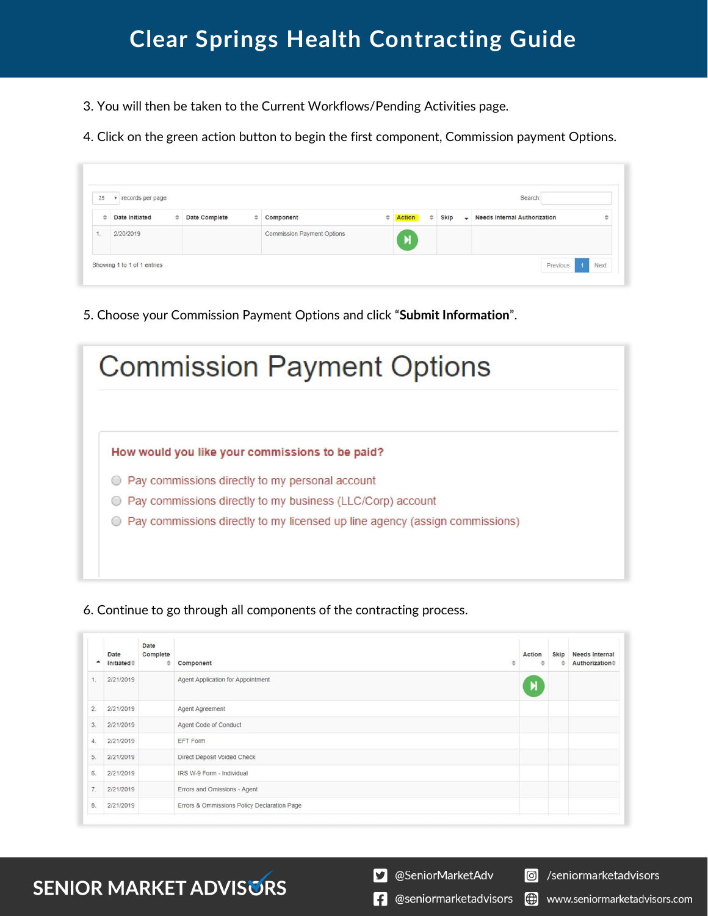3. You will then be taken to the Current Workflows/Pending Activities page.

4. Click on the green action button to begin the first component, Commission payment Options.

25 records per page

Search:

| | Date Initiated | Date Complete | Component | Action | Skip | Needs Internal Authorization |
|---|---|---|---|---|---|---|
| 1. | 2/20/2019 | | Commission Payment Options | | | |

Showing 1 to 1 of 1 entries

Previous 1 Next

5. Choose your Commission Payment Options and click "**Submit Information**".

# Commission Payment Options

**How would you like your commissions to be paid?**

- Pay commissions directly to my personal account
- Pay commissions directly to my business (LLC/Corp) account
- Pay commissions directly to my licensed up line agency (assign commissions)

6. Continue to go through all components of the contracting process.

| | Date Initiated | Date Complete | Component | Action | Skip | Needs Internal Authorization |
|---|---|---|---|---|---|---|
| 1. | 2/21/2019 | | Agent Application for Appointment | | | |
| 2. | 2/21/2019 | | Agent Agreement | | | |
| 3. | 2/21/2019 | | Agent Code of Conduct | | | |
| 4. | 2/21/2019 | | EFT Form | | | |
| 5. | 2/21/2019 | | Direct Deposit Voided Check | | | |
| 6. | 2/21/2019 | | IRS W-9 Form - Individual | | | |
| 7. | 2/21/2019 | | Errors and Omissions - Agent | | | |
| 8. | 2/21/2019 | | Errors & Ommissions Policy Declaration Page | | | |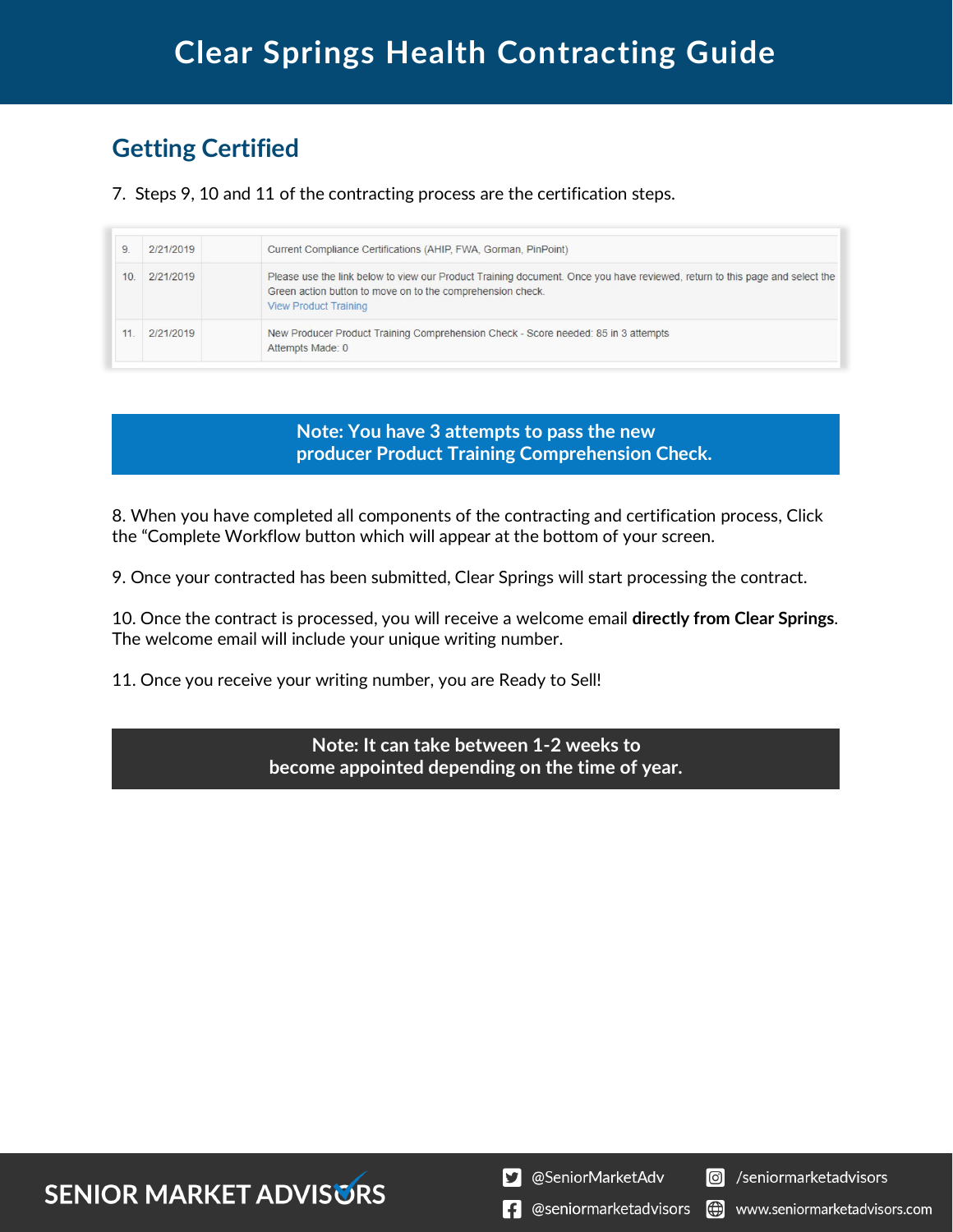# Clear Springs Health Contracting Guide

## Getting Certified

7. Steps 9, 10 and 11 of the contracting process are the certification steps.

| | | | |
|---|---|---|---|
| 9. | 2/21/2019 | | Current Compliance Certifications (AHIP, FWA, Gorman, PinPoint) |
| 10. | 2/21/2019 | | Please use the link below to view our Product Training document. Once you have reviewed, return to this page and select the Green action button to move on to the comprehension check. View Product Training |
| 11. | 2/21/2019 | | New Producer Product Training Comprehension Check - Score needed: 85 in 3 attempts Attempts Made: 0 |

**Note: You have 3 attempts to pass the new producer Product Training Comprehension Check.**

8. When you have completed all components of the contracting and certification process, Click the "Complete Workflow button which will appear at the bottom of your screen.

9. Once your contracted has been submitted, Clear Springs will start processing the contract.

10. Once the contract is processed, you will receive a welcome email **directly from Clear Springs**. The welcome email will include your unique writing number.

11. Once you receive your writing number, you are Ready to Sell!

**Note: It can take between 1-2 weeks to become appointed depending on the time of year.**

SENIOR MARKET ADVISORS

@SenioMarketAdv

/seniormarketadvisors

@seniormarketadvisors

www.seniormarketadvisors.com